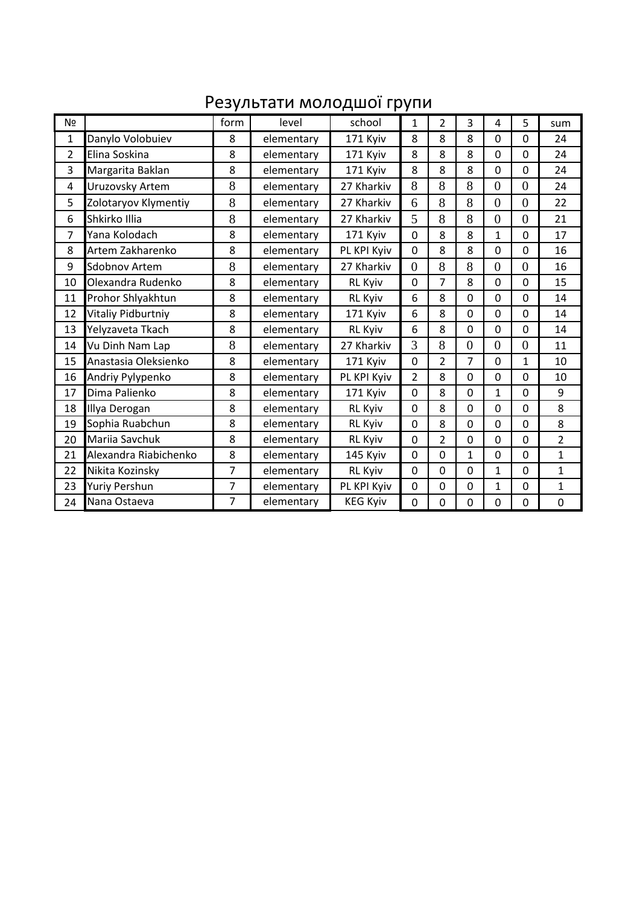# Результати молодшої групи

| № | | form | level | school | 1 | 2 | 3 | 4 | 5 | sum |
|---|---|---|---|---|---|---|---|---|---|---|
| 1 | Danylo Volobuiev | 8 | elementary | 171 Kyiv | 8 | 8 | 8 | 0 | 0 | 24 |
| 2 | Elina Soskina | 8 | elementary | 171 Kyiv | 8 | 8 | 8 | 0 | 0 | 24 |
| 3 | Margarita Baklan | 8 | elementary | 171 Kyiv | 8 | 8 | 8 | 0 | 0 | 24 |
| 4 | Uruzovsky Artem | 8 | elementary | 27 Kharkiv | 8 | 8 | 8 | 0 | 0 | 24 |
| 5 | Zolotaryov Klymentiy | 8 | elementary | 27 Kharkiv | 6 | 8 | 8 | 0 | 0 | 22 |
| 6 | Shkirko Illia | 8 | elementary | 27 Kharkiv | 5 | 8 | 8 | 0 | 0 | 21 |
| 7 | Yana Kolodach | 8 | elementary | 171 Kyiv | 0 | 8 | 8 | 1 | 0 | 17 |
| 8 | Artem Zakharenko | 8 | elementary | PL KPI Kyiv | 0 | 8 | 8 | 0 | 0 | 16 |
| 9 | Sdobnov Artem | 8 | elementary | 27 Kharkiv | 0 | 8 | 8 | 0 | 0 | 16 |
| 10 | Olexandra Rudenko | 8 | elementary | RL Kyiv | 0 | 7 | 8 | 0 | 0 | 15 |
| 11 | Prohor Shlyakhtun | 8 | elementary | RL Kyiv | 6 | 8 | 0 | 0 | 0 | 14 |
| 12 | Vitaliy Pidburtniy | 8 | elementary | 171 Kyiv | 6 | 8 | 0 | 0 | 0 | 14 |
| 13 | Yelyzaveta Tkach | 8 | elementary | RL Kyiv | 6 | 8 | 0 | 0 | 0 | 14 |
| 14 | Vu Dinh Nam Lap | 8 | elementary | 27 Kharkiv | 3 | 8 | 0 | 0 | 0 | 11 |
| 15 | Anastasia Oleksienko | 8 | elementary | 171 Kyiv | 0 | 2 | 7 | 0 | 1 | 10 |
| 16 | Andriy Pylypenko | 8 | elementary | PL KPI Kyiv | 2 | 8 | 0 | 0 | 0 | 10 |
| 17 | Dima Palienko | 8 | elementary | 171 Kyiv | 0 | 8 | 0 | 1 | 0 | 9 |
| 18 | Illya Derogan | 8 | elementary | RL Kyiv | 0 | 8 | 0 | 0 | 0 | 8 |
| 19 | Sophia Ruabchun | 8 | elementary | RL Kyiv | 0 | 8 | 0 | 0 | 0 | 8 |
| 20 | Mariia Savchuk | 8 | elementary | RL Kyiv | 0 | 2 | 0 | 0 | 0 | 2 |
| 21 | Alexandra Riabichenko | 8 | elementary | 145 Kyiv | 0 | 0 | 1 | 0 | 0 | 1 |
| 22 | Nikita Kozinsky | 7 | elementary | RL Kyiv | 0 | 0 | 0 | 1 | 0 | 1 |
| 23 | Yuriy Pershun | 7 | elementary | PL KPI Kyiv | 0 | 0 | 0 | 1 | 0 | 1 |
| 24 | Nana Ostaeva | 7 | elementary | KEG Kyiv | 0 | 0 | 0 | 0 | 0 | 0 |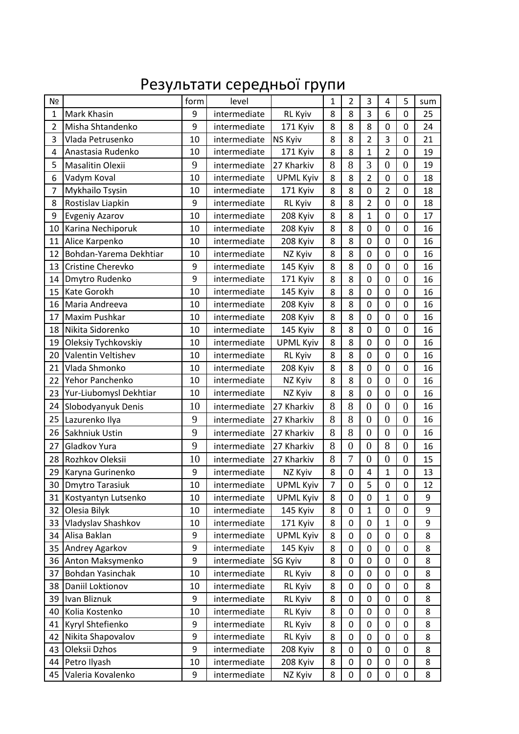# Результати середньої групи

| № | | form | level | | 1 | 2 | 3 | 4 | 5 | sum |
|---|---|---|---|---|---|---|---|---|---|---|
| 1 | Mark Khasin | 9 | intermediate | RL Kyiv | 8 | 8 | 3 | 6 | 0 | 25 |
| 2 | Misha Shtandenko | 9 | intermediate | 171 Kyiv | 8 | 8 | 8 | 0 | 0 | 24 |
| 3 | Vlada Petrusenko | 10 | intermediate | NS Kyiv | 8 | 8 | 2 | 3 | 0 | 21 |
| 4 | Anastasia Rudenko | 10 | intermediate | 171 Kyiv | 8 | 8 | 1 | 2 | 0 | 19 |
| 5 | Masalitin Olexii | 9 | intermediate | 27 Kharkiv | 8 | 8 | 3 | 0 | 0 | 19 |
| 6 | Vadym Koval | 10 | intermediate | UPML Kyiv | 8 | 8 | 2 | 0 | 0 | 18 |
| 7 | Mykhailo Tsysin | 10 | intermediate | 171 Kyiv | 8 | 8 | 0 | 2 | 0 | 18 |
| 8 | Rostislav Liapkin | 9 | intermediate | RL Kyiv | 8 | 8 | 2 | 0 | 0 | 18 |
| 9 | Evgeniy Azarov | 10 | intermediate | 208 Kyiv | 8 | 8 | 1 | 0 | 0 | 17 |
| 10 | Karina Nechiporuk | 10 | intermediate | 208 Kyiv | 8 | 8 | 0 | 0 | 0 | 16 |
| 11 | Alice Karpenko | 10 | intermediate | 208 Kyiv | 8 | 8 | 0 | 0 | 0 | 16 |
| 12 | Bohdan-Yarema Dekhtiar | 10 | intermediate | NZ Kyiv | 8 | 8 | 0 | 0 | 0 | 16 |
| 13 | Cristine Cherevko | 9 | intermediate | 145 Kyiv | 8 | 8 | 0 | 0 | 0 | 16 |
| 14 | Dmytro Rudenko | 9 | intermediate | 171 Kyiv | 8 | 8 | 0 | 0 | 0 | 16 |
| 15 | Kate Gorokh | 10 | intermediate | 145 Kyiv | 8 | 8 | 0 | 0 | 0 | 16 |
| 16 | Maria Andreeva | 10 | intermediate | 208 Kyiv | 8 | 8 | 0 | 0 | 0 | 16 |
| 17 | Maxim Pushkar | 10 | intermediate | 208 Kyiv | 8 | 8 | 0 | 0 | 0 | 16 |
| 18 | Nikita Sidorenko | 10 | intermediate | 145 Kyiv | 8 | 8 | 0 | 0 | 0 | 16 |
| 19 | Oleksiy Tychkovskiy | 10 | intermediate | UPML Kyiv | 8 | 8 | 0 | 0 | 0 | 16 |
| 20 | Valentin Veltishev | 10 | intermediate | RL Kyiv | 8 | 8 | 0 | 0 | 0 | 16 |
| 21 | Vlada Shmonko | 10 | intermediate | 208 Kyiv | 8 | 8 | 0 | 0 | 0 | 16 |
| 22 | Yehor Panchenko | 10 | intermediate | NZ Kyiv | 8 | 8 | 0 | 0 | 0 | 16 |
| 23 | Yur-Liubomysl Dekhtiar | 10 | intermediate | NZ Kyiv | 8 | 8 | 0 | 0 | 0 | 16 |
| 24 | Slobodyanyuk Denis | 10 | intermediate | 27 Kharkiv | 8 | 8 | 0 | 0 | 0 | 16 |
| 25 | Lazurenko Ilya | 9 | intermediate | 27 Kharkiv | 8 | 8 | 0 | 0 | 0 | 16 |
| 26 | Sakhniuk Ustin | 9 | intermediate | 27 Kharkiv | 8 | 8 | 0 | 0 | 0 | 16 |
| 27 | Gladkov Yura | 9 | intermediate | 27 Kharkiv | 8 | 0 | 0 | 8 | 0 | 16 |
| 28 | Rozhkov Oleksii | 10 | intermediate | 27 Kharkiv | 8 | 7 | 0 | 0 | 0 | 15 |
| 29 | Karyna Gurinenko | 9 | intermediate | NZ Kyiv | 8 | 0 | 4 | 1 | 0 | 13 |
| 30 | Dmytro Tarasiuk | 10 | intermediate | UPML Kyiv | 7 | 0 | 5 | 0 | 0 | 12 |
| 31 | Kostyantyn Lutsenko | 10 | intermediate | UPML Kyiv | 8 | 0 | 0 | 1 | 0 | 9 |
| 32 | Olesia Bilyk | 10 | intermediate | 145 Kyiv | 8 | 0 | 1 | 0 | 0 | 9 |
| 33 | Vladyslav Shashkov | 10 | intermediate | 171 Kyiv | 8 | 0 | 0 | 1 | 0 | 9 |
| 34 | Alisa Baklan | 9 | intermediate | UPML Kyiv | 8 | 0 | 0 | 0 | 0 | 8 |
| 35 | Andrey Agarkov | 9 | intermediate | 145 Kyiv | 8 | 0 | 0 | 0 | 0 | 8 |
| 36 | Anton Maksymenko | 9 | intermediate | SG Kyiv | 8 | 0 | 0 | 0 | 0 | 8 |
| 37 | Bohdan Yasinchak | 10 | intermediate | RL Kyiv | 8 | 0 | 0 | 0 | 0 | 8 |
| 38 | Daniil Loktionov | 10 | intermediate | RL Kyiv | 8 | 0 | 0 | 0 | 0 | 8 |
| 39 | Ivan Bliznuk | 9 | intermediate | RL Kyiv | 8 | 0 | 0 | 0 | 0 | 8 |
| 40 | Kolia Kostenko | 10 | intermediate | RL Kyiv | 8 | 0 | 0 | 0 | 0 | 8 |
| 41 | Kyryl Shtefienko | 9 | intermediate | RL Kyiv | 8 | 0 | 0 | 0 | 0 | 8 |
| 42 | Nikita Shapovalov | 9 | intermediate | RL Kyiv | 8 | 0 | 0 | 0 | 0 | 8 |
| 43 | Oleksii Dzhos | 9 | intermediate | 208 Kyiv | 8 | 0 | 0 | 0 | 0 | 8 |
| 44 | Petro Ilyash | 10 | intermediate | 208 Kyiv | 8 | 0 | 0 | 0 | 0 | 8 |
| 45 | Valeria Kovalenko | 9 | intermediate | NZ Kyiv | 8 | 0 | 0 | 0 | 0 | 8 |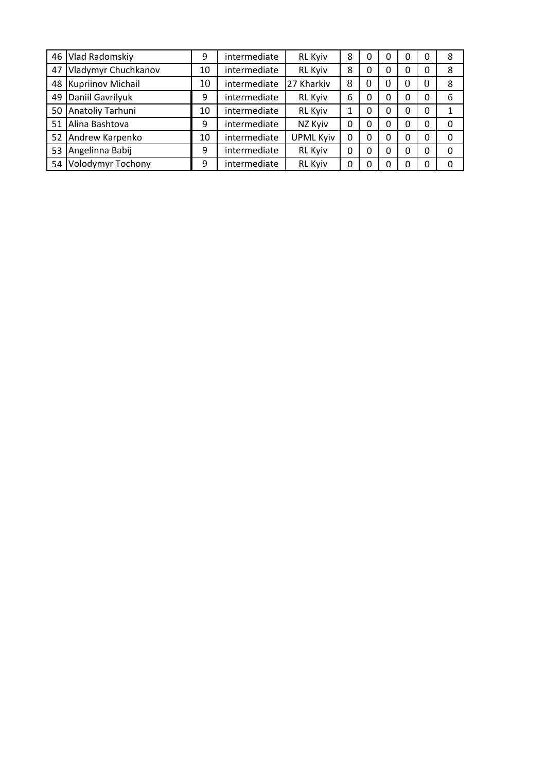| | | | | | | | | | | | |
|---|---|---|---|---|---|---|---|---|---|---|---|
| 46 | Vlad Radomskiy | 9 | intermediate | RL Kyiv | 8 | 0 | 0 | 0 | 0 | 8 |
| 47 | Vladymyr Chuchkanov | 10 | intermediate | RL Kyiv | 8 | 0 | 0 | 0 | 0 | 8 |
| 48 | Kupriinov Michail | 10 | intermediate | 27 Kharkiv | 8 | 0 | 0 | 0 | 0 | 8 |
| 49 | Daniil Gavrilyuk | 9 | intermediate | RL Kyiv | 6 | 0 | 0 | 0 | 0 | 6 |
| 50 | Anatoliy Tarhuni | 10 | intermediate | RL Kyiv | 1 | 0 | 0 | 0 | 0 | 1 |
| 51 | Alina Bashtova | 9 | intermediate | NZ Kyiv | 0 | 0 | 0 | 0 | 0 | 0 |
| 52 | Andrew Karpenko | 10 | intermediate | UPML Kyiv | 0 | 0 | 0 | 0 | 0 | 0 |
| 53 | Angelinna Babij | 9 | intermediate | RL Kyiv | 0 | 0 | 0 | 0 | 0 | 0 |
| 54 | Volodymyr Tochony | 9 | intermediate | RL Kyiv | 0 | 0 | 0 | 0 | 0 | 0 |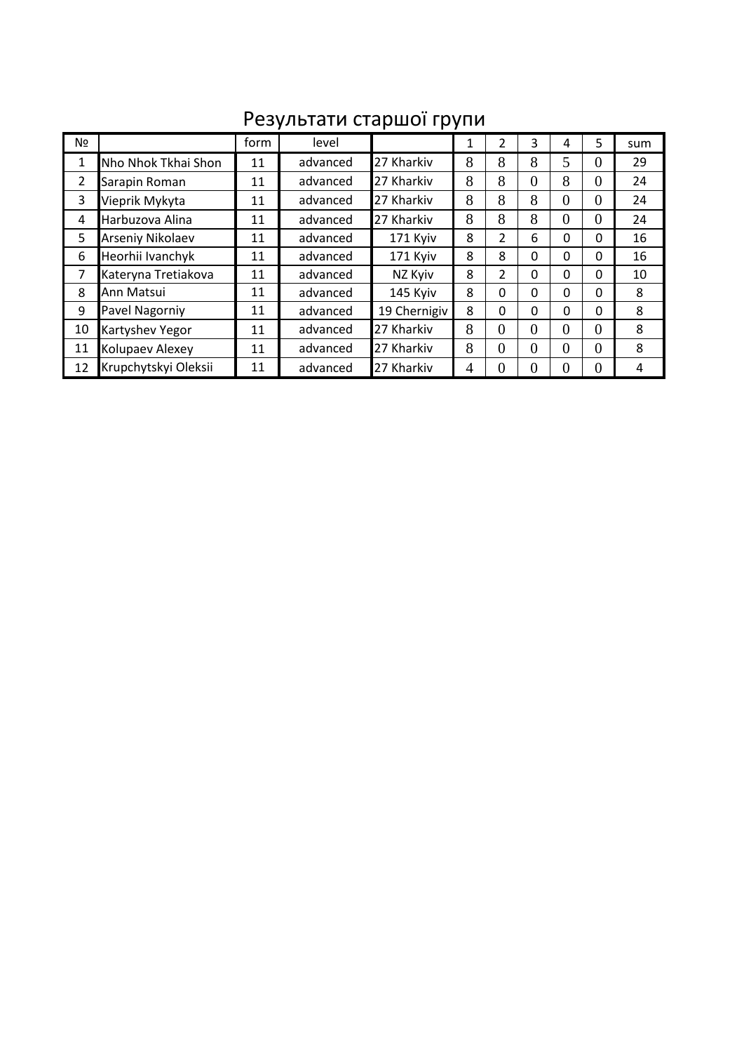# Результати старшої групи

| № | | form | level | | 1 | 2 | 3 | 4 | 5 | sum |
|---|---|---|---|---|---|---|---|---|---|---|
| 1 | Nho Nhok Tkhai Shon | 11 | advanced | 27 Kharkiv | 8 | 8 | 8 | 5 | 0 | 29 |
| 2 | Sarapin Roman | 11 | advanced | 27 Kharkiv | 8 | 8 | 0 | 8 | 0 | 24 |
| 3 | Vieprik Mykyta | 11 | advanced | 27 Kharkiv | 8 | 8 | 8 | 0 | 0 | 24 |
| 4 | Harbuzova Alina | 11 | advanced | 27 Kharkiv | 8 | 8 | 8 | 0 | 0 | 24 |
| 5 | Arseniy Nikolaev | 11 | advanced | 171 Kyiv | 8 | 2 | 6 | 0 | 0 | 16 |
| 6 | Heorhii Ivanchyk | 11 | advanced | 171 Kyiv | 8 | 8 | 0 | 0 | 0 | 16 |
| 7 | Kateryna Tretiakova | 11 | advanced | NZ Kyiv | 8 | 2 | 0 | 0 | 0 | 10 |
| 8 | Ann Matsui | 11 | advanced | 145 Kyiv | 8 | 0 | 0 | 0 | 0 | 8 |
| 9 | Pavel Nagorniy | 11 | advanced | 19 Chernigiv | 8 | 0 | 0 | 0 | 0 | 8 |
| 10 | Kartyshev Yegor | 11 | advanced | 27 Kharkiv | 8 | 0 | 0 | 0 | 0 | 8 |
| 11 | Kolupaev Alexey | 11 | advanced | 27 Kharkiv | 8 | 0 | 0 | 0 | 0 | 8 |
| 12 | Krupchytskyi Oleksii | 11 | advanced | 27 Kharkiv | 4 | 0 | 0 | 0 | 0 | 4 |